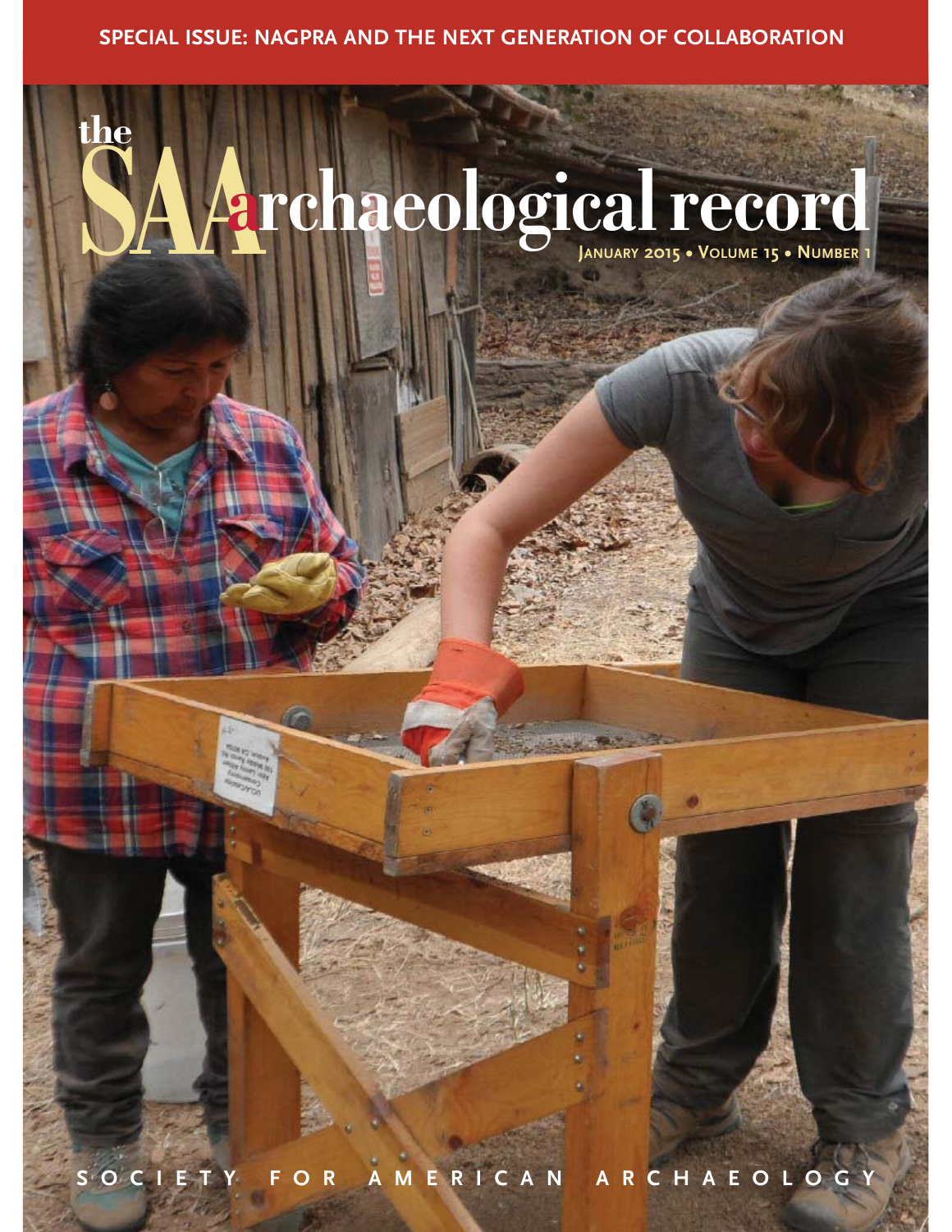SPECIAL ISSUE: NAGPRA AND THE NEXT GENERATION OF COLLABORATION

# the SAA archaeological record

JANUARY 2015 • VOLUME 15 • NUMBER 1

SOCIETY FOR AMERICAN ARCHAEOLOGY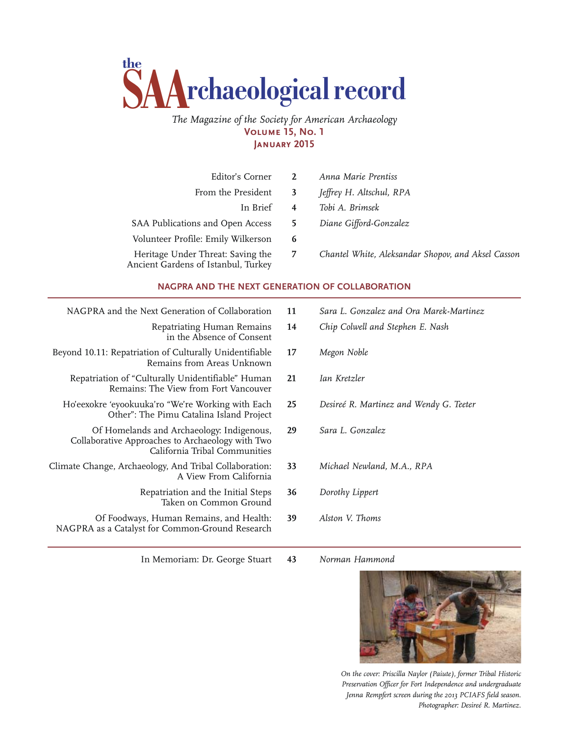# the SAArchaeological record

*The Magazine of the Society for American Archaeology*

**Volume 15, No. 1**

**January 2015**

| | | |
|---|---|---|
| Editor's Corner | 2 | *Anna Marie Prentiss* |
| From the President | 3 | *Jeffrey H. Altschul, RPA* |
| In Brief | 4 | *Tobi A. Brimsek* |
| SAA Publications and Open Access | 5 | *Diane Gifford-Gonzalez* |
| Volunteer Profile: Emily Wilkerson | 6 | |
| Heritage Under Threat: Saving the Ancient Gardens of Istanbul, Turkey | 7 | *Chantel White, Aleksandar Shopov, and Aksel Casson* |

## NAGPRA AND THE NEXT GENERATION OF COLLABORATION

| | | |
|---|---|---|
| NAGPRA and the Next Generation of Collaboration | 11 | *Sara L. Gonzalez and Ora Marek-Martinez* |
| Repatriating Human Remains in the Absence of Consent | 14 | *Chip Colwell and Stephen E. Nash* |
| Beyond 10.11: Repatriation of Culturally Unidentifiable Remains from Areas Unknown | 17 | *Megon Noble* |
| Repatriation of "Culturally Unidentifiable" Human Remains: The View from Fort Vancouver | 21 | *Ian Kretzler* |
| Ho'eexokre 'eyookuuka'ro "We're Working with Each Other": The Pimu Catalina Island Project | 25 | *Desireé R. Martinez and Wendy G. Teeter* |
| Of Homelands and Archaeology: Indigenous, Collaborative Approaches to Archaeology with Two California Tribal Communities | 29 | *Sara L. Gonzalez* |
| Climate Change, Archaeology, And Tribal Collaboration: A View From California | 33 | *Michael Newland, M.A., RPA* |
| Repatriation and the Initial Steps Taken on Common Ground | 36 | *Dorothy Lippert* |
| Of Foodways, Human Remains, and Health: NAGPRA as a Catalyst for Common-Ground Research | 39 | *Alston V. Thoms* |

| | | |
|---|---|---|
| In Memoriam: Dr. George Stuart | 43 | *Norman Hammond* |

*On the cover: Priscilla Naylor (Paiute), former Tribal Historic Preservation Officer for Fort Independence and undergraduate Jenna Rempfert screen during the 2013 PCIAFS field season. Photographer: Desireé R. Martinez.*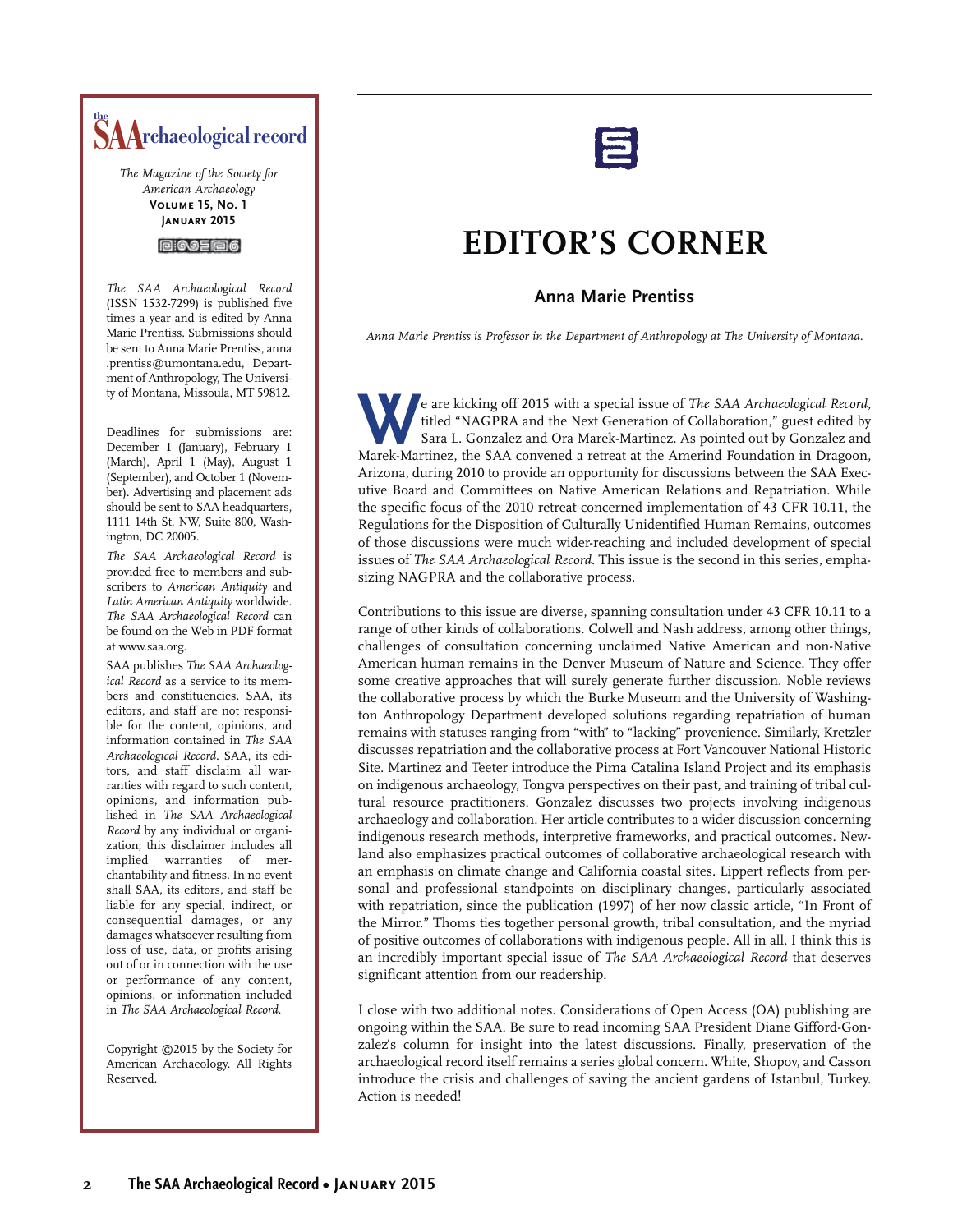**the SAA Archaeological record**

*The Magazine of the Society for American Archaeology*
**Volume 15, No. 1**
**January 2015**

*The SAA Archaeological Record* (ISSN 1532-7299) is published five times a year and is edited by Anna Marie Prentiss. Submissions should be sent to Anna Marie Prentiss, anna.prentiss@umontana.edu, Department of Anthropology, The University of Montana, Missoula, MT 59812.

Deadlines for submissions are: December 1 (January), February 1 (March), April 1 (May), August 1 (September), and October 1 (November). Advertising and placement ads should be sent to SAA headquarters, 1111 14th St. NW, Suite 800, Washington, DC 20005.

*The SAA Archaeological Record* is provided free to members and subscribers to *American Antiquity* and *Latin American Antiquity* worldwide. *The SAA Archaeological Record* can be found on the Web in PDF format at www.saa.org.

SAA publishes *The SAA Archaeological Record* as a service to its members and constituencies. SAA, its editors, and staff are not responsible for the content, opinions, and information contained in *The SAA Archaeological Record*. SAA, its editors, and staff disclaim all warranties with regard to such content, opinions, and information published in *The SAA Archaeological Record* by any individual or organization; this disclaimer includes all implied warranties of merchantability and fitness. In no event shall SAA, its editors, and staff be liable for any special, indirect, or consequential damages, or any damages whatsoever resulting from loss of use, data, or profits arising out of or in connection with the use or performance of any content, opinions, or information included in *The SAA Archaeological Record*.

Copyright ©2015 by the Society for American Archaeology. All Rights Reserved.

# EDITOR'S CORNER

## Anna Marie Prentiss

*Anna Marie Prentiss is Professor in the Department of Anthropology at The University of Montana.*

We are kicking off 2015 with a special issue of *The SAA Archaeological Record*, titled "NAGPRA and the Next Generation of Collaboration," guest edited by Sara L. Gonzalez and Ora Marek-Martinez. As pointed out by Gonzalez and Marek-Martinez, the SAA convened a retreat at the Amerind Foundation in Dragoon, Arizona, during 2010 to provide an opportunity for discussions between the SAA Executive Board and Committees on Native American Relations and Repatriation. While the specific focus of the 2010 retreat concerned implementation of 43 CFR 10.11, the Regulations for the Disposition of Culturally Unidentified Human Remains, outcomes of those discussions were much wider-reaching and included development of special issues of *The SAA Archaeological Record*. This issue is the second in this series, emphasizing NAGPRA and the collaborative process.

Contributions to this issue are diverse, spanning consultation under 43 CFR 10.11 to a range of other kinds of collaborations. Colwell and Nash address, among other things, challenges of consultation concerning unclaimed Native American and non-Native American human remains in the Denver Museum of Nature and Science. They offer some creative approaches that will surely generate further discussion. Noble reviews the collaborative process by which the Burke Museum and the University of Washington Anthropology Department developed solutions regarding repatriation of human remains with statuses ranging from "with" to "lacking" provenience. Similarly, Kretzler discusses repatriation and the collaborative process at Fort Vancouver National Historic Site. Martinez and Teeter introduce the Pima Catalina Island Project and its emphasis on indigenous archaeology, Tongva perspectives on their past, and training of tribal cultural resource practitioners. Gonzalez discusses two projects involving indigenous archaeology and collaboration. Her article contributes to a wider discussion concerning indigenous research methods, interpretive frameworks, and practical outcomes. Newland also emphasizes practical outcomes of collaborative archaeological research with an emphasis on climate change and California coastal sites. Lippert reflects from personal and professional standpoints on disciplinary changes, particularly associated with repatriation, since the publication (1997) of her now classic article, "In Front of the Mirror." Thoms ties together personal growth, tribal consultation, and the myriad of positive outcomes of collaborations with indigenous people. All in all, I think this is an incredibly important special issue of *The SAA Archaeological Record* that deserves significant attention from our readership.

I close with two additional notes. Considerations of Open Access (OA) publishing are ongoing within the SAA. Be sure to read incoming SAA President Diane Gifford-Gonzalez's column for insight into the latest discussions. Finally, preservation of the archaeological record itself remains a series global concern. White, Shopov, and Casson introduce the crisis and challenges of saving the ancient gardens of Istanbul, Turkey. Action is needed!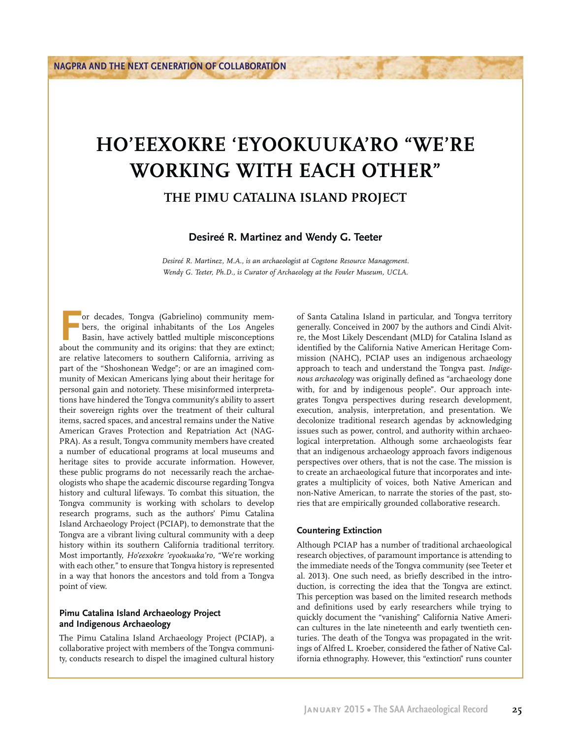NAGPRA AND THE NEXT GENERATION OF COLLABORATION

# HO'EEXOKRE 'EYOOKUUKA'RO "WE'RE WORKING WITH EACH OTHER"

## THE PIMU CATALINA ISLAND PROJECT

**Desireé R. Martinez and Wendy G. Teeter**

*Desireé R. Martinez, M.A., is an archaeologist at Cogstone Resource Management.*
*Wendy G. Teeter, Ph.D., is Curator of Archaeology at the Fowler Museum, UCLA.*

For decades, Tongva (Gabrielino) community members, the original inhabitants of the Los Angeles Basin, have actively battled multiple misconceptions about the community and its origins: that they are extinct; are relative latecomers to southern California, arriving as part of the "Shoshonean Wedge"; or are an imagined community of Mexican Americans lying about their heritage for personal gain and notoriety. These misinformed interpretations have hindered the Tongva community's ability to assert their sovereign rights over the treatment of their cultural items, sacred spaces, and ancestral remains under the Native American Graves Protection and Repatriation Act (NAGPRA). As a result, Tongva community members have created a number of educational programs at local museums and heritage sites to provide accurate information. However, these public programs do not necessarily reach the archaeologists who shape the academic discourse regarding Tongva history and cultural lifeways. To combat this situation, the Tongva community is working with scholars to develop research programs, such as the authors' Pimu Catalina Island Archaeology Project (PCIAP), to demonstrate that the Tongva are a vibrant living cultural community with a deep history within its southern California traditional territory. Most importantly, *Ho'eexokre 'eyookuuka'ro*, "We're working with each other," to ensure that Tongva history is represented in a way that honors the ancestors and told from a Tongva point of view.

### Pimu Catalina Island Archaeology Project and Indigenous Archaeology

The Pimu Catalina Island Archaeology Project (PCIAP), a collaborative project with members of the Tongva community, conducts research to dispel the imagined cultural history of Santa Catalina Island in particular, and Tongva territory generally. Conceived in 2007 by the authors and Cindi Alvitre, the Most Likely Descendant (MLD) for Catalina Island as identified by the California Native American Heritage Commission (NAHC), PCIAP uses an indigenous archaeology approach to teach and understand the Tongva past. *Indigenous archaeology* was originally defined as "archaeology done with, for and by indigenous people". Our approach integrates Tongva perspectives during research development, execution, analysis, interpretation, and presentation. We decolonize traditional research agendas by acknowledging issues such as power, control, and authority within archaeological interpretation. Although some archaeologists fear that an indigenous archaeology approach favors indigenous perspectives over others, that is not the case. The mission is to create an archaeological future that incorporates and integrates a multiplicity of voices, both Native American and non-Native American, to narrate the stories of the past, stories that are empirically grounded collaborative research.

### Countering Extinction

Although PCIAP has a number of traditional archaeological research objectives, of paramount importance is attending to the immediate needs of the Tongva community (see Teeter et al. 2013). One such need, as briefly described in the introduction, is correcting the idea that the Tongva are extinct. This perception was based on the limited research methods and definitions used by early researchers while trying to quickly document the "vanishing" California Native American cultures in the late nineteenth and early twentieth centuries. The death of the Tongva was propagated in the writings of Alfred L. Kroeber, considered the father of Native California ethnography. However, this "extinction" runs counter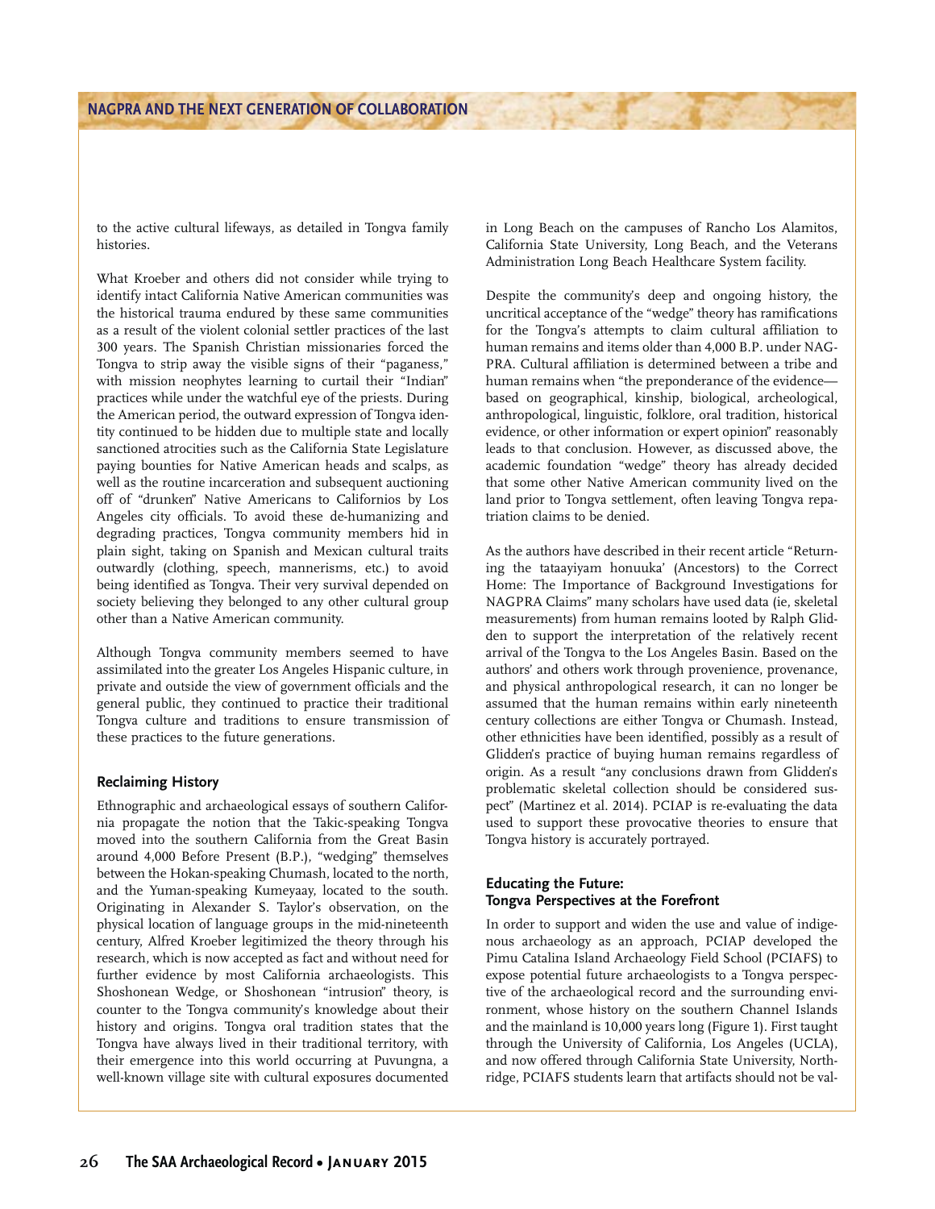to the active cultural lifeways, as detailed in Tongva family histories.

What Kroeber and others did not consider while trying to identify intact California Native American communities was the historical trauma endured by these same communities as a result of the violent colonial settler practices of the last 300 years. The Spanish Christian missionaries forced the Tongva to strip away the visible signs of their "paganess," with mission neophytes learning to curtail their "Indian" practices while under the watchful eye of the priests. During the American period, the outward expression of Tongva identity continued to be hidden due to multiple state and locally sanctioned atrocities such as the California State Legislature paying bounties for Native American heads and scalps, as well as the routine incarceration and subsequent auctioning off of "drunken" Native Americans to Californios by Los Angeles city officials. To avoid these de-humanizing and degrading practices, Tongva community members hid in plain sight, taking on Spanish and Mexican cultural traits outwardly (clothing, speech, mannerisms, etc.) to avoid being identified as Tongva. Their very survival depended on society believing they belonged to any other cultural group other than a Native American community.

Although Tongva community members seemed to have assimilated into the greater Los Angeles Hispanic culture, in private and outside the view of government officials and the general public, they continued to practice their traditional Tongva culture and traditions to ensure transmission of these practices to the future generations.

## Reclaiming History

Ethnographic and archaeological essays of southern California propagate the notion that the Takic-speaking Tongva moved into the southern California from the Great Basin around 4,000 Before Present (B.P.), "wedging" themselves between the Hokan-speaking Chumash, located to the north, and the Yuman-speaking Kumeyaay, located to the south. Originating in Alexander S. Taylor's observation, on the physical location of language groups in the mid-nineteenth century, Alfred Kroeber legitimized the theory through his research, which is now accepted as fact and without need for further evidence by most California archaeologists. This Shoshonean Wedge, or Shoshonean "intrusion" theory, is counter to the Tongva community's knowledge about their history and origins. Tongva oral tradition states that the Tongva have always lived in their traditional territory, with their emergence into this world occurring at Puvungna, a well-known village site with cultural exposures documented in Long Beach on the campuses of Rancho Los Alamitos, California State University, Long Beach, and the Veterans Administration Long Beach Healthcare System facility.

Despite the community's deep and ongoing history, the uncritical acceptance of the "wedge" theory has ramifications for the Tongva's attempts to claim cultural affiliation to human remains and items older than 4,000 B.P. under NAGPRA. Cultural affiliation is determined between a tribe and human remains when "the preponderance of the evidence—based on geographical, kinship, biological, archeological, anthropological, linguistic, folklore, oral tradition, historical evidence, or other information or expert opinion" reasonably leads to that conclusion. However, as discussed above, the academic foundation "wedge" theory has already decided that some other Native American community lived on the land prior to Tongva settlement, often leaving Tongva repatriation claims to be denied.

As the authors have described in their recent article "Returning the tataayiyam honuuka' (Ancestors) to the Correct Home: The Importance of Background Investigations for NAGPRA Claims" many scholars have used data (ie, skeletal measurements) from human remains looted by Ralph Glidden to support the interpretation of the relatively recent arrival of the Tongva to the Los Angeles Basin. Based on the authors' and others work through provenience, provenance, and physical anthropological research, it can no longer be assumed that the human remains within early nineteenth century collections are either Tongva or Chumash. Instead, other ethnicities have been identified, possibly as a result of Glidden's practice of buying human remains regardless of origin. As a result "any conclusions drawn from Glidden's problematic skeletal collection should be considered suspect" (Martinez et al. 2014). PCIAP is re-evaluating the data used to support these provocative theories to ensure that Tongva history is accurately portrayed.

## Educating the Future: Tongva Perspectives at the Forefront

In order to support and widen the use and value of indigenous archaeology as an approach, PCIAP developed the Pimu Catalina Island Archaeology Field School (PCIAFS) to expose potential future archaeologists to a Tongva perspective of the archaeological record and the surrounding environment, whose history on the southern Channel Islands and the mainland is 10,000 years long (Figure 1). First taught through the University of California, Los Angeles (UCLA), and now offered through California State University, Northridge, PCIAFS students learn that artifacts should not be val-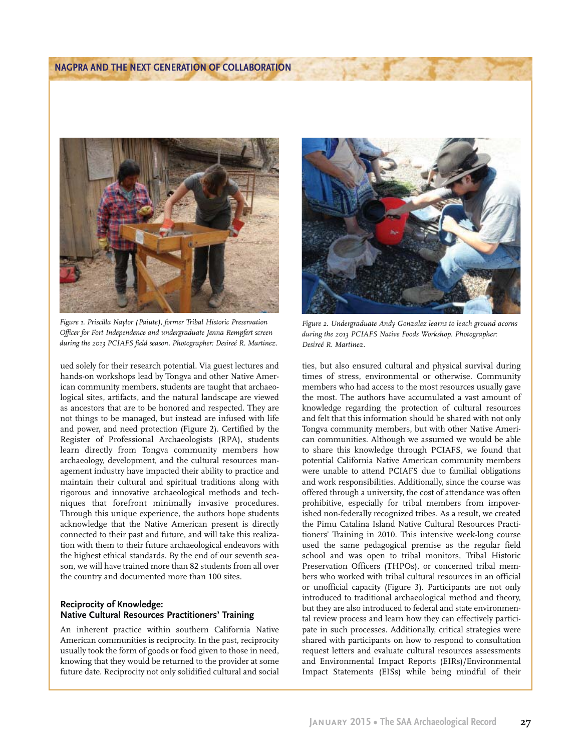Figure 1. Priscilla Naylor (Paiute), former Tribal Historic Preservation Officer for Fort Independence and undergraduate Jenna Rempfert screen during the 2013 PCIAFS field season. Photographer: Desireé R. Martinez.

Figure 2. Undergraduate Andy Gonzalez learns to leach ground acorns during the 2013 PCIAFS Native Foods Workshop. Photographer: Desireé R. Martinez.

ued solely for their research potential. Via guest lectures and hands-on workshops lead by Tongva and other Native American community members, students are taught that archaeological sites, artifacts, and the natural landscape are viewed as ancestors that are to be honored and respected. They are not things to be managed, but instead are infused with life and power, and need protection (Figure 2). Certified by the Register of Professional Archaeologists (RPA), students learn directly from Tongva community members how archaeology, development, and the cultural resources management industry have impacted their ability to practice and maintain their cultural and spiritual traditions along with rigorous and innovative archaeological methods and techniques that forefront minimally invasive procedures. Through this unique experience, the authors hope students acknowledge that the Native American present is directly connected to their past and future, and will take this realization with them to their future archaeological endeavors with the highest ethical standards. By the end of our seventh season, we will have trained more than 82 students from all over the country and documented more than 100 sites.

### Reciprocity of Knowledge: Native Cultural Resources Practitioners' Training

An inherent practice within southern California Native American communities is reciprocity. In the past, reciprocity usually took the form of goods or food given to those in need, knowing that they would be returned to the provider at some future date. Reciprocity not only solidified cultural and social ties, but also ensured cultural and physical survival during times of stress, environmental or otherwise. Community members who had access to the most resources usually gave the most. The authors have accumulated a vast amount of knowledge regarding the protection of cultural resources and felt that this information should be shared with not only Tongva community members, but with other Native American communities. Although we assumed we would be able to share this knowledge through PCIAFS, we found that potential California Native American community members were unable to attend PCIAFS due to familial obligations and work responsibilities. Additionally, since the course was offered through a university, the cost of attendance was often prohibitive, especially for tribal members from impoverished non-federally recognized tribes. As a result, we created the Pimu Catalina Island Native Cultural Resources Practitioners' Training in 2010. This intensive week-long course used the same pedagogical premise as the regular field school and was open to tribal monitors, Tribal Historic Preservation Officers (THPOs), or concerned tribal members who worked with tribal cultural resources in an official or unofficial capacity (Figure 3). Participants are not only introduced to traditional archaeological method and theory, but they are also introduced to federal and state environmental review process and learn how they can effectively participate in such processes. Additionally, critical strategies were shared with participants on how to respond to consultation request letters and evaluate cultural resources assessments and Environmental Impact Reports (EIRs)/Environmental Impact Statements (EISs) while being mindful of their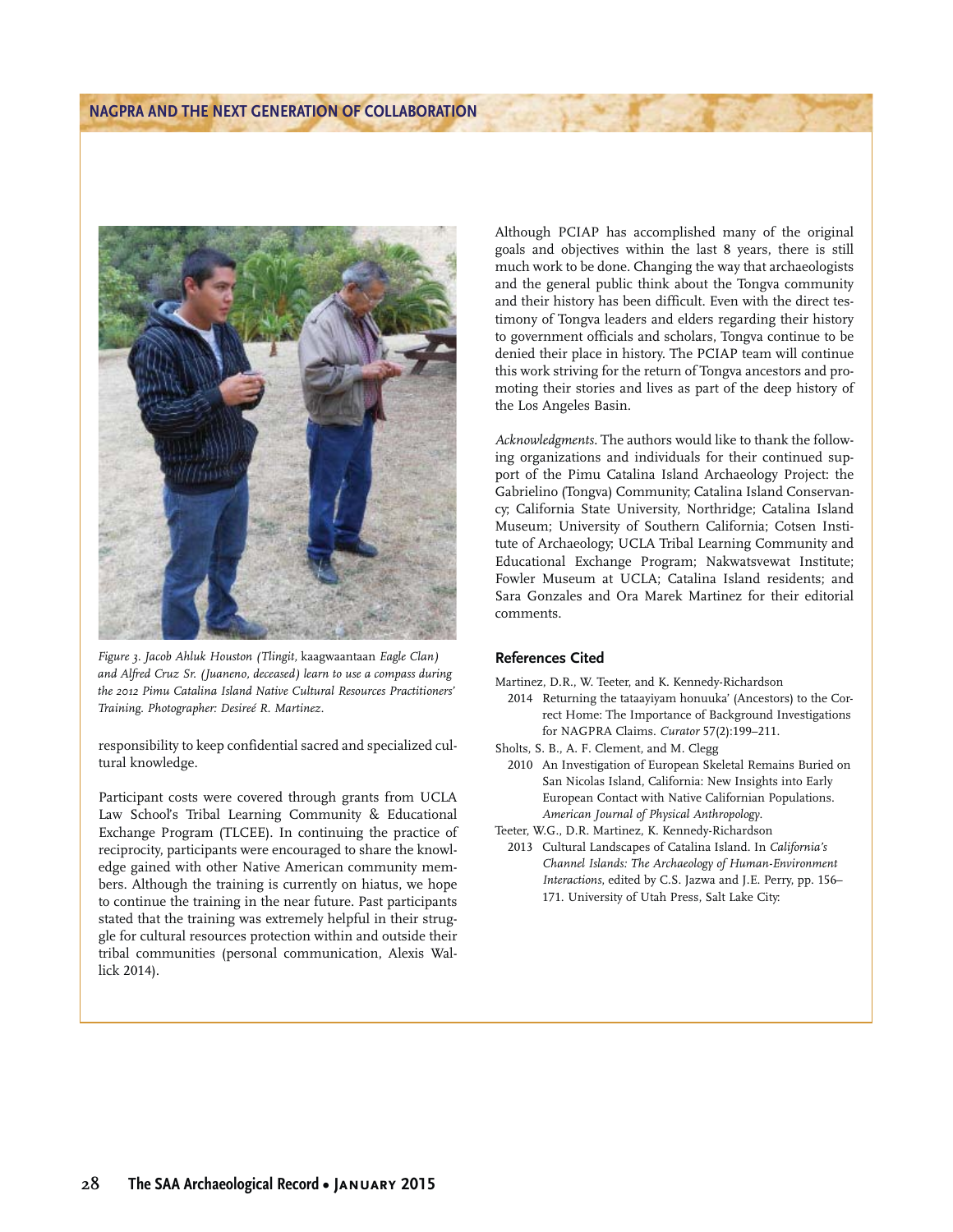*Figure 3. Jacob Ahluk Houston (Tlingit,* kaagwaantaan *Eagle Clan) and Alfred Cruz Sr. (Juaneno, deceased) learn to use a compass during the 2012 Pimu Catalina Island Native Cultural Resources Practitioners' Training. Photographer: Desireé R. Martinez.*

responsibility to keep confidential sacred and specialized cultural knowledge.

Participant costs were covered through grants from UCLA Law School's Tribal Learning Community & Educational Exchange Program (TLCEE). In continuing the practice of reciprocity, participants were encouraged to share the knowledge gained with other Native American community members. Although the training is currently on hiatus, we hope to continue the training in the near future. Past participants stated that the training was extremely helpful in their struggle for cultural resources protection within and outside their tribal communities (personal communication, Alexis Wallick 2014).

Although PCIAP has accomplished many of the original goals and objectives within the last 8 years, there is still much work to be done. Changing the way that archaeologists and the general public think about the Tongva community and their history has been difficult. Even with the direct testimony of Tongva leaders and elders regarding their history to government officials and scholars, Tongva continue to be denied their place in history. The PCIAP team will continue this work striving for the return of Tongva ancestors and promoting their stories and lives as part of the deep history of the Los Angeles Basin.

*Acknowledgments.* The authors would like to thank the following organizations and individuals for their continued support of the Pimu Catalina Island Archaeology Project: the Gabrielino (Tongva) Community; Catalina Island Conservancy; California State University, Northridge; Catalina Island Museum; University of Southern California; Cotsen Institute of Archaeology; UCLA Tribal Learning Community and Educational Exchange Program; Nakwatsvewat Institute; Fowler Museum at UCLA; Catalina Island residents; and Sara Gonzales and Ora Marek Martinez for their editorial comments.

## References Cited

Martinez, D.R., W. Teeter, and K. Kennedy-Richardson
2014 Returning the tataayiyam honuuka' (Ancestors) to the Correct Home: The Importance of Background Investigations for NAGPRA Claims. *Curator* 57(2):199–211.

Sholts, S. B., A. F. Clement, and M. Clegg
2010 An Investigation of European Skeletal Remains Buried on San Nicolas Island, California: New Insights into Early European Contact with Native Californian Populations. *American Journal of Physical Anthropology.*

Teeter, W.G., D.R. Martinez, K. Kennedy-Richardson
2013 Cultural Landscapes of Catalina Island. In *California's Channel Islands: The Archaeology of Human-Environment Interactions*, edited by C.S. Jazwa and J.E. Perry, pp. 156–171. University of Utah Press, Salt Lake City.